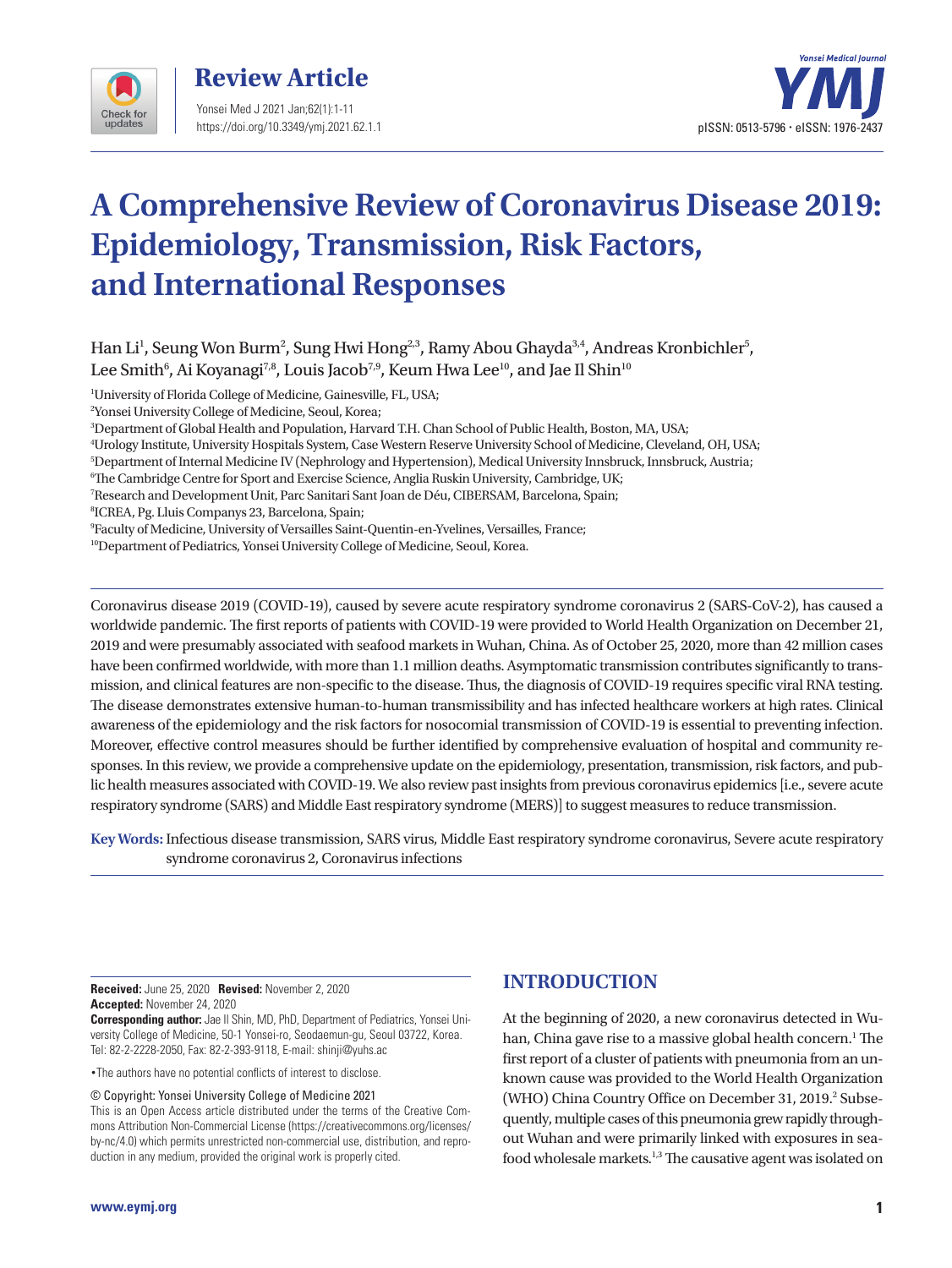Review Article

# A Comprehensive Review of Coronavirus Disease 2019: Epidemiology, Transmission, Risk Factors, and International Responses

Han Li[1], Seung Won Burm[2], Sung Hwi Hong[2,3], Ramy Abou Ghayda[3,4], Andreas Kronbichler[5], Lee Smith[6], Ai Koyanagi[7,8], Louis Jacob[7,9], Keum Hwa Lee[10], and Jae Il Shin[10]

[1]University of Florida College of Medicine, Gainesville, FL, USA;
[2]Yonsei University College of Medicine, Seoul, Korea;
[3]Department of Global Health and Population, Harvard T.H. Chan School of Public Health, Boston, MA, USA;
[4]Urology Institute, University Hospitals System, Case Western Reserve University School of Medicine, Cleveland, OH, USA;
[5]Department of Internal Medicine IV (Nephrology and Hypertension), Medical University Innsbruck, Innsbruck, Austria;
[6]The Cambridge Centre for Sport and Exercise Science, Anglia Ruskin University, Cambridge, UK;
[7]Research and Development Unit, Parc Sanitari Sant Joan de Déu, CIBERSAM, Barcelona, Spain;
[8]ICREA, Pg. Lluis Companys 23, Barcelona, Spain;
[9]Faculty of Medicine, University of Versailles Saint-Quentin-en-Yvelines, Versailles, France;
[10]Department of Pediatrics, Yonsei University College of Medicine, Seoul, Korea.

Coronavirus disease 2019 (COVID-19), caused by severe acute respiratory syndrome coronavirus 2 (SARS-CoV-2), has caused a worldwide pandemic. The first reports of patients with COVID-19 were provided to World Health Organization on December 21, 2019 and were presumably associated with seafood markets in Wuhan, China. As of October 25, 2020, more than 42 million cases have been confirmed worldwide, with more than 1.1 million deaths. Asymptomatic transmission contributes significantly to transmission, and clinical features are non-specific to the disease. Thus, the diagnosis of COVID-19 requires specific viral RNA testing. The disease demonstrates extensive human-to-human transmissibility and has infected healthcare workers at high rates. Clinical awareness of the epidemiology and the risk factors for nosocomial transmission of COVID-19 is essential to preventing infection. Moreover, effective control measures should be further identified by comprehensive evaluation of hospital and community responses. In this review, we provide a comprehensive update on the epidemiology, presentation, transmission, risk factors, and public health measures associated with COVID-19. We also review past insights from previous coronavirus epidemics [i.e., severe acute respiratory syndrome (SARS) and Middle East respiratory syndrome (MERS)] to suggest measures to reduce transmission.

**Key Words:** Infectious disease transmission, SARS virus, Middle East respiratory syndrome coronavirus, Severe acute respiratory syndrome coronavirus 2, Coronavirus infections

**Received:** June 25, 2020 **Revised:** November 2, 2020
**Accepted:** November 24, 2020
**Corresponding author:** Jae Il Shin, MD, PhD, Department of Pediatrics, Yonsei University College of Medicine, 50-1 Yonsei-ro, Seodaemun-gu, Seoul 03722, Korea. Tel: 82-2-2228-2050, Fax: 82-2-393-9118, E-mail: shinji@yuhs.ac

•The authors have no potential conflicts of interest to disclose.

© Copyright: Yonsei University College of Medicine 2021
This is an Open Access article distributed under the terms of the Creative Commons Attribution Non-Commercial License (https://creativecommons.org/licenses/by-nc/4.0) which permits unrestricted non-commercial use, distribution, and reproduction in any medium, provided the original work is properly cited.

## INTRODUCTION

At the beginning of 2020, a new coronavirus detected in Wuhan, China gave rise to a massive global health concern.[1] The first report of a cluster of patients with pneumonia from an unknown cause was provided to the World Health Organization (WHO) China Country Office on December 31, 2019.[2] Subsequently, multiple cases of this pneumonia grew rapidly throughout Wuhan and were primarily linked with exposures in seafood wholesale markets.[1,3] The causative agent was isolated on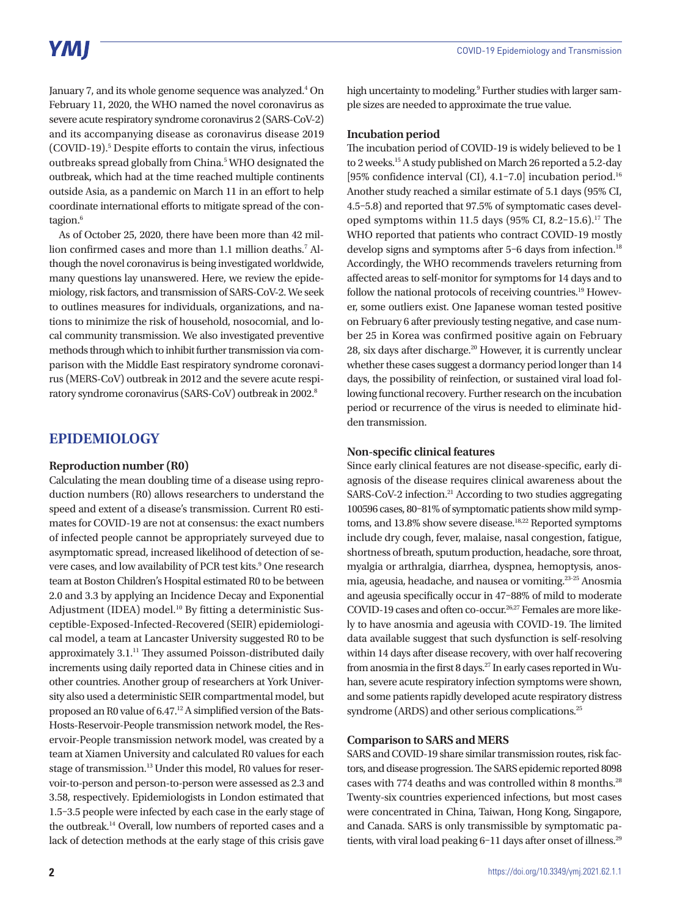January 7, and its whole genome sequence was analyzed.[4] On February 11, 2020, the WHO named the novel coronavirus as severe acute respiratory syndrome coronavirus 2 (SARS-CoV-2) and its accompanying disease as coronavirus disease 2019 (COVID-19).[5] Despite efforts to contain the virus, infectious outbreaks spread globally from China.[5] WHO designated the outbreak, which had at the time reached multiple continents outside Asia, as a pandemic on March 11 in an effort to help coordinate international efforts to mitigate spread of the contagion.[6]

As of October 25, 2020, there have been more than 42 million confirmed cases and more than 1.1 million deaths.[7] Although the novel coronavirus is being investigated worldwide, many questions lay unanswered. Here, we review the epidemiology, risk factors, and transmission of SARS-CoV-2. We seek to outlines measures for individuals, organizations, and nations to minimize the risk of household, nosocomial, and local community transmission. We also investigated preventive methods through which to inhibit further transmission via comparison with the Middle East respiratory syndrome coronavirus (MERS-CoV) outbreak in 2012 and the severe acute respiratory syndrome coronavirus (SARS-CoV) outbreak in 2002.[8]

## EPIDEMIOLOGY

### Reproduction number (R0)

Calculating the mean doubling time of a disease using reproduction numbers (R0) allows researchers to understand the speed and extent of a disease's transmission. Current R0 estimates for COVID-19 are not at consensus: the exact numbers of infected people cannot be appropriately surveyed due to asymptomatic spread, increased likelihood of detection of severe cases, and low availability of PCR test kits.[9] One research team at Boston Children's Hospital estimated R0 to be between 2.0 and 3.3 by applying an Incidence Decay and Exponential Adjustment (IDEA) model.[10] By fitting a deterministic Susceptible-Exposed-Infected-Recovered (SEIR) epidemiological model, a team at Lancaster University suggested R0 to be approximately 3.1.[11] They assumed Poisson-distributed daily increments using daily reported data in Chinese cities and in other countries. Another group of researchers at York University also used a deterministic SEIR compartmental model, but proposed an R0 value of 6.47.[12] A simplified version of the Bats-Hosts-Reservoir-People transmission network model, the Reservoir-People transmission network model, was created by a team at Xiamen University and calculated R0 values for each stage of transmission.[13] Under this model, R0 values for reservoir-to-person and person-to-person were assessed as 2.3 and 3.58, respectively. Epidemiologists in London estimated that 1.5–3.5 people were infected by each case in the early stage of the outbreak.[14] Overall, low numbers of reported cases and a lack of detection methods at the early stage of this crisis gave high uncertainty to modeling.[9] Further studies with larger sample sizes are needed to approximate the true value.

### Incubation period

The incubation period of COVID-19 is widely believed to be 1 to 2 weeks.[15] A study published on March 26 reported a 5.2-day [95% confidence interval (CI), 4.1–7.0] incubation period.[16] Another study reached a similar estimate of 5.1 days (95% CI, 4.5–5.8) and reported that 97.5% of symptomatic cases developed symptoms within 11.5 days (95% CI, 8.2–15.6).[17] The WHO reported that patients who contract COVID-19 mostly develop signs and symptoms after 5–6 days from infection.[18] Accordingly, the WHO recommends travelers returning from affected areas to self-monitor for symptoms for 14 days and to follow the national protocols of receiving countries.[19] However, some outliers exist. One Japanese woman tested positive on February 6 after previously testing negative, and case number 25 in Korea was confirmed positive again on February 28, six days after discharge.[20] However, it is currently unclear whether these cases suggest a dormancy period longer than 14 days, the possibility of reinfection, or sustained viral load following functional recovery. Further research on the incubation period or recurrence of the virus is needed to eliminate hidden transmission.

### Non-specific clinical features

Since early clinical features are not disease-specific, early diagnosis of the disease requires clinical awareness about the SARS-CoV-2 infection.[21] According to two studies aggregating 100596 cases, 80–81% of symptomatic patients show mild symptoms, and 13.8% show severe disease.[18,22] Reported symptoms include dry cough, fever, malaise, nasal congestion, fatigue, shortness of breath, sputum production, headache, sore throat, myalgia or arthralgia, diarrhea, dyspnea, hemoptysis, anosmia, ageusia, headache, and nausea or vomiting.[23-25] Anosmia and ageusia specifically occur in 47–88% of mild to moderate COVID-19 cases and often co-occur.[26,27] Females are more likely to have anosmia and ageusia with COVID-19. The limited data available suggest that such dysfunction is self-resolving within 14 days after disease recovery, with over half recovering from anosmia in the first 8 days.[27] In early cases reported in Wuhan, severe acute respiratory infection symptoms were shown, and some patients rapidly developed acute respiratory distress syndrome (ARDS) and other serious complications.[25]

### Comparison to SARS and MERS

SARS and COVID-19 share similar transmission routes, risk factors, and disease progression. The SARS epidemic reported 8098 cases with 774 deaths and was controlled within 8 months.[28] Twenty-six countries experienced infections, but most cases were concentrated in China, Taiwan, Hong Kong, Singapore, and Canada. SARS is only transmissible by symptomatic patients, with viral load peaking 6–11 days after onset of illness.[29]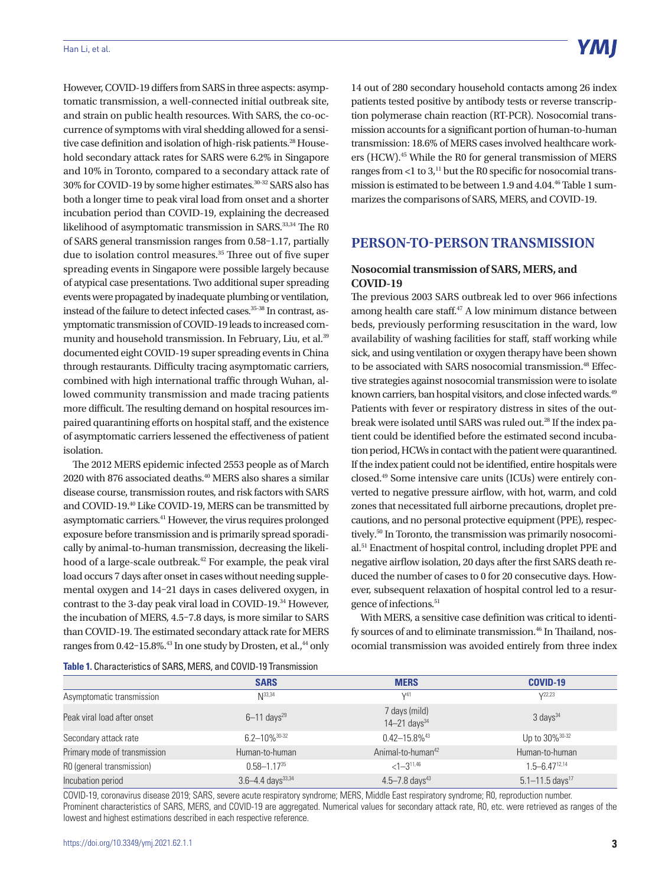However, COVID-19 differs from SARS in three aspects: asymptomatic transmission, a well-connected initial outbreak site, and strain on public health resources. With SARS, the co-occurrence of symptoms with viral shedding allowed for a sensitive case definition and isolation of high-risk patients.[28] Household secondary attack rates for SARS were 6.2% in Singapore and 10% in Toronto, compared to a secondary attack rate of 30% for COVID-19 by some higher estimates.[30-32] SARS also has both a longer time to peak viral load from onset and a shorter incubation period than COVID-19, explaining the decreased likelihood of asymptomatic transmission in SARS.[33,34] The R0 of SARS general transmission ranges from 0.58–1.17, partially due to isolation control measures.[35] Three out of five super spreading events in Singapore were possible largely because of atypical case presentations. Two additional super spreading events were propagated by inadequate plumbing or ventilation, instead of the failure to detect infected cases.[35-38] In contrast, asymptomatic transmission of COVID-19 leads to increased community and household transmission. In February, Liu, et al.[39] documented eight COVID-19 super spreading events in China through restaurants. Difficulty tracing asymptomatic carriers, combined with high international traffic through Wuhan, allowed community transmission and made tracing patients more difficult. The resulting demand on hospital resources impaired quarantining efforts on hospital staff, and the existence of asymptomatic carriers lessened the effectiveness of patient isolation.

The 2012 MERS epidemic infected 2553 people as of March 2020 with 876 associated deaths.[40] MERS also shares a similar disease course, transmission routes, and risk factors with SARS and COVID-19.[40] Like COVID-19, MERS can be transmitted by asymptomatic carriers.[41] However, the virus requires prolonged exposure before transmission and is primarily spread sporadically by animal-to-human transmission, decreasing the likelihood of a large-scale outbreak.[42] For example, the peak viral load occurs 7 days after onset in cases without needing supplemental oxygen and 14–21 days in cases delivered oxygen, in contrast to the 3-day peak viral load in COVID-19.[34] However, the incubation of MERS, 4.5–7.8 days, is more similar to SARS than COVID-19. The estimated secondary attack rate for MERS ranges from 0.42–15.8%.[43] In one study by Drosten, et al.,[44] only 14 out of 280 secondary household contacts among 26 index patients tested positive by antibody tests or reverse transcription polymerase chain reaction (RT-PCR). Nosocomial transmission accounts for a significant portion of human-to-human transmission: 18.6% of MERS cases involved healthcare workers (HCW).[45] While the R0 for general transmission of MERS ranges from <1 to 3,[11] but the R0 specific for nosocomial transmission is estimated to be between 1.9 and 4.04.[46] Table 1 summarizes the comparisons of SARS, MERS, and COVID-19.

**Table 1.** Characteristics of SARS, MERS, and COVID-19 Transmission

| | SARS | MERS | COVID-19 |
|---|---|---|---|
| Asymptomatic transmission | N[33,34] | Y[41] | Y[22,23] |
| Peak viral load after onset | 6–11 days[29] | 7 days (mild) 14–21 days[34] | 3 days[34] |
| Secondary attack rate | 6.2–10%[30-32] | 0.42–15.8%[43] | Up to 30%[30-32] |
| Primary mode of transmission | Human-to-human | Animal-to-human[42] | Human-to-human |
| R0 (general transmission) | 0.58–1.17[35] | <1–3[11,46] | 1.5–6.47[12,14] |
| Incubation period | 3.6–4.4 days[33,34] | 4.5–7.8 days[43] | 5.1–11.5 days[17] |

COVID-19, coronavirus disease 2019; SARS, severe acute respiratory syndrome; MERS, Middle East respiratory syndrome; R0, reproduction number.
Prominent characteristics of SARS, MERS, and COVID-19 are aggregated. Numerical values for secondary attack rate, R0, etc. were retrieved as ranges of the lowest and highest estimations described in each respective reference.

## PERSON-TO-PERSON TRANSMISSION

### Nosocomial transmission of SARS, MERS, and COVID-19

The previous 2003 SARS outbreak led to over 966 infections among health care staff.[47] A low minimum distance between beds, previously performing resuscitation in the ward, low availability of washing facilities for staff, staff working while sick, and using ventilation or oxygen therapy have been shown to be associated with SARS nosocomial transmission.[48] Effective strategies against nosocomial transmission were to isolate known carriers, ban hospital visitors, and close infected wards.[49] Patients with fever or respiratory distress in sites of the outbreak were isolated until SARS was ruled out.[28] If the index patient could be identified before the estimated second incubation period, HCWs in contact with the patient were quarantined. If the index patient could not be identified, entire hospitals were closed.[49] Some intensive care units (ICUs) were entirely converted to negative pressure airflow, with hot, warm, and cold zones that necessitated full airborne precautions, droplet precautions, and no personal protective equipment (PPE), respectively.[50] In Toronto, the transmission was primarily nosocomial.[51] Enactment of hospital control, including droplet PPE and negative airflow isolation, 20 days after the first SARS death reduced the number of cases to 0 for 20 consecutive days. However, subsequent relaxation of hospital control led to a resurgence of infections.[51]

With MERS, a sensitive case definition was critical to identify sources of and to eliminate transmission.[46] In Thailand, nosocomial transmission was avoided entirely from three index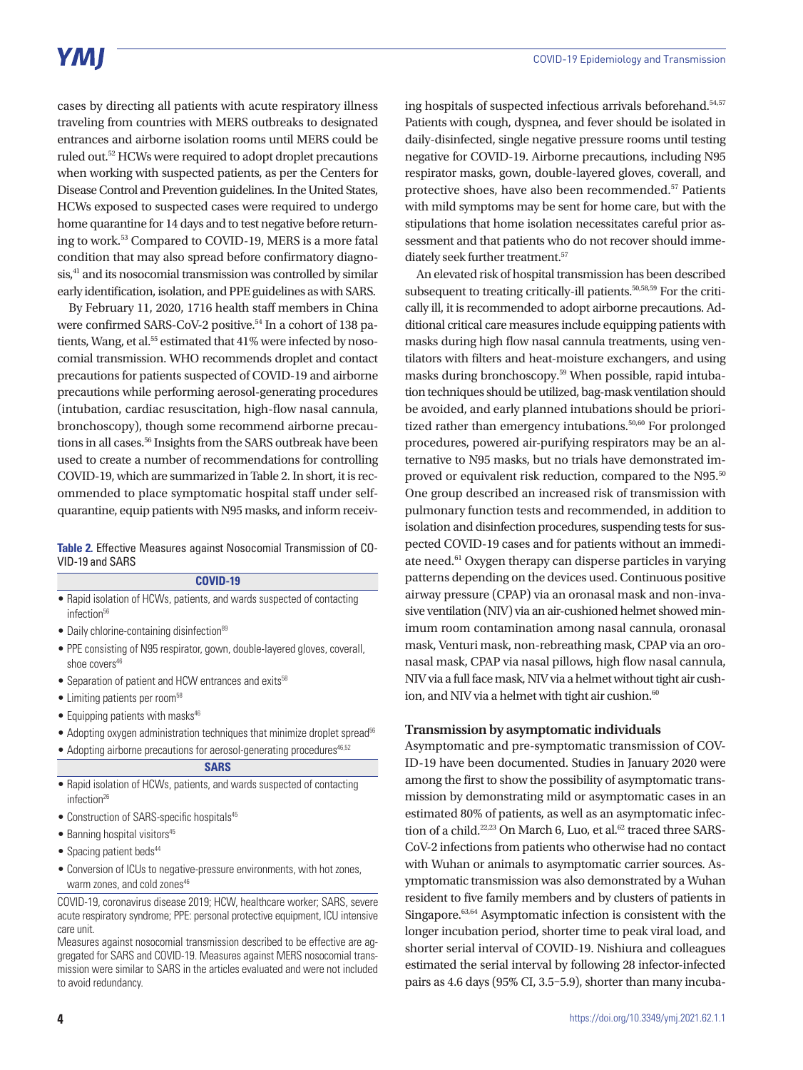cases by directing all patients with acute respiratory illness traveling from countries with MERS outbreaks to designated entrances and airborne isolation rooms until MERS could be ruled out.[52] HCWs were required to adopt droplet precautions when working with suspected patients, as per the Centers for Disease Control and Prevention guidelines. In the United States, HCWs exposed to suspected cases were required to undergo home quarantine for 14 days and to test negative before returning to work.[53] Compared to COVID-19, MERS is a more fatal condition that may also spread before confirmatory diagnosis,[41] and its nosocomial transmission was controlled by similar early identification, isolation, and PPE guidelines as with SARS.

By February 11, 2020, 1716 health staff members in China were confirmed SARS-CoV-2 positive.[54] In a cohort of 138 patients, Wang, et al.[55] estimated that 41% were infected by nosocomial transmission. WHO recommends droplet and contact precautions for patients suspected of COVID-19 and airborne precautions while performing aerosol-generating procedures (intubation, cardiac resuscitation, high-flow nasal cannula, bronchoscopy), though some recommend airborne precautions in all cases.[56] Insights from the SARS outbreak have been used to create a number of recommendations for controlling COVID-19, which are summarized in Table 2. In short, it is recommended to place symptomatic hospital staff under self-quarantine, equip patients with N95 masks, and inform receiving hospitals of suspected infectious arrivals beforehand.[54,57] Patients with cough, dyspnea, and fever should be isolated in daily-disinfected, single negative pressure rooms until testing negative for COVID-19. Airborne precautions, including N95 respirator masks, gown, double-layered gloves, coverall, and protective shoes, have also been recommended.[57] Patients with mild symptoms may be sent for home care, but with the stipulations that home isolation necessitates careful prior assessment and that patients who do not recover should immediately seek further treatment.[57]

**Table 2.** Effective Measures against Nosocomial Transmission of COVID-19 and SARS

| COVID-19 |
|---|
| • Rapid isolation of HCWs, patients, and wards suspected of contacting infection[56] |
| • Daily chlorine-containing disinfection[89] |
| • PPE consisting of N95 respirator, gown, double-layered gloves, coverall, shoe covers[46] |
| • Separation of patient and HCW entrances and exits[58] |
| • Limiting patients per room[58] |
| • Equipping patients with masks[46] |
| • Adopting oxygen administration techniques that minimize droplet spread[56] |
| • Adopting airborne precautions for aerosol-generating procedures[46,52] |
| **SARS** |
| • Rapid isolation of HCWs, patients, and wards suspected of contacting infection[26] |
| • Construction of SARS-specific hospitals[45] |
| • Banning hospital visitors[45] |
| • Spacing patient beds[44] |
| • Conversion of ICUs to negative-pressure environments, with hot zones, warm zones, and cold zones[46] |

COVID-19, coronavirus disease 2019; HCW, healthcare worker; SARS, severe acute respiratory syndrome; PPE: personal protective equipment, ICU intensive care unit.
Measures against nosocomial transmission described to be effective are aggregated for SARS and COVID-19. Measures against MERS nosocomial transmission were similar to SARS in the articles evaluated and were not included to avoid redundancy.

An elevated risk of hospital transmission has been described subsequent to treating critically-ill patients.[50,58,59] For the critically ill, it is recommended to adopt airborne precautions. Additional critical care measures include equipping patients with masks during high flow nasal cannula treatments, using ventilators with filters and heat-moisture exchangers, and using masks during bronchoscopy.[59] When possible, rapid intubation techniques should be utilized, bag-mask ventilation should be avoided, and early planned intubations should be prioritized rather than emergency intubations.[50,60] For prolonged procedures, powered air-purifying respirators may be an alternative to N95 masks, but no trials have demonstrated improved or equivalent risk reduction, compared to the N95.[50] One group described an increased risk of transmission with pulmonary function tests and recommended, in addition to isolation and disinfection procedures, suspending tests for suspected COVID-19 cases and for patients without an immediate need.[61] Oxygen therapy can disperse particles in varying patterns depending on the devices used. Continuous positive airway pressure (CPAP) via an oronasal mask and non-invasive ventilation (NIV) via an air-cushioned helmet showed minimum room contamination among nasal cannula, oronasal mask, Venturi mask, non-rebreathing mask, CPAP via an oronasal mask, CPAP via nasal pillows, high flow nasal cannula, NIV via a full face mask, NIV via a helmet without tight air cushion, and NIV via a helmet with tight air cushion.[60]

### Transmission by asymptomatic individuals

Asymptomatic and pre-symptomatic transmission of COVID-19 have been documented. Studies in January 2020 were among the first to show the possibility of asymptomatic transmission by demonstrating mild or asymptomatic cases in an estimated 80% of patients, as well as an asymptomatic infection of a child.[22,23] On March 6, Luo, et al.[62] traced three SARS-CoV-2 infections from patients who otherwise had no contact with Wuhan or animals to asymptomatic carrier sources. Asymptomatic transmission was also demonstrated by a Wuhan resident to five family members and by clusters of patients in Singapore.[63,64] Asymptomatic infection is consistent with the longer incubation period, shorter time to peak viral load, and shorter serial interval of COVID-19. Nishiura and colleagues estimated the serial interval by following 28 infector-infected pairs as 4.6 days (95% CI, 3.5–5.9), shorter than many incuba-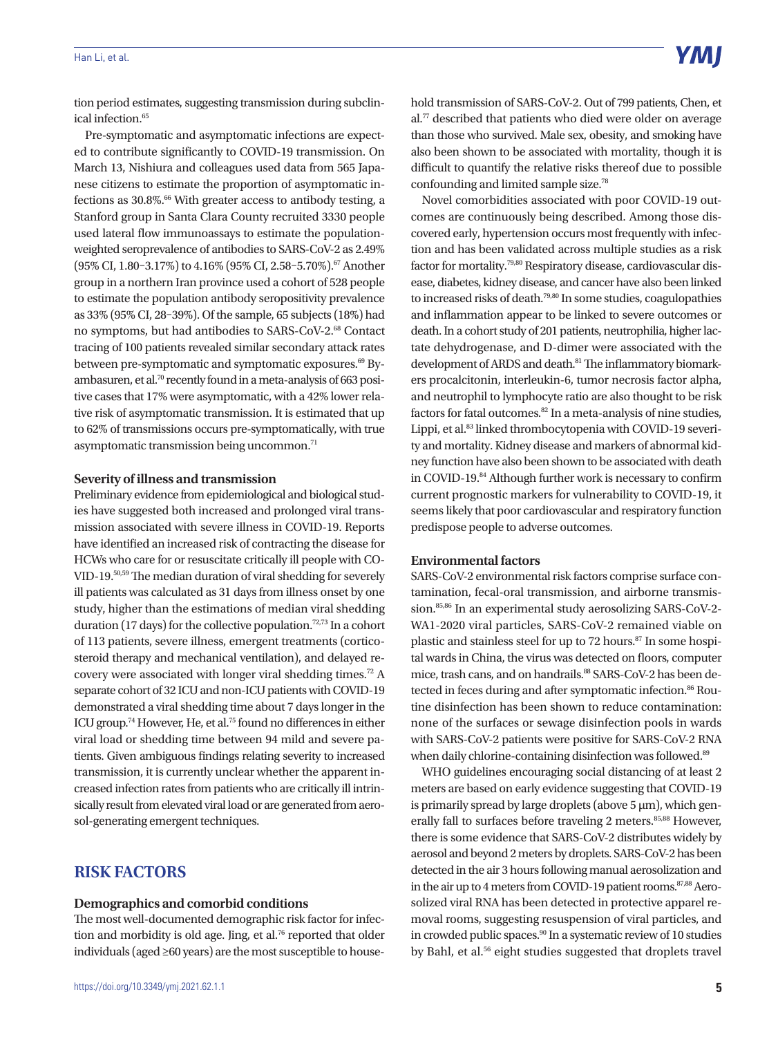tion period estimates, suggesting transmission during subclinical infection.[65]

Pre-symptomatic and asymptomatic infections are expected to contribute significantly to COVID-19 transmission. On March 13, Nishiura and colleagues used data from 565 Japanese citizens to estimate the proportion of asymptomatic infections as 30.8%.[66] With greater access to antibody testing, a Stanford group in Santa Clara County recruited 3330 people used lateral flow immunoassays to estimate the population-weighted seroprevalence of antibodies to SARS-CoV-2 as 2.49% (95% CI, 1.80–3.17%) to 4.16% (95% CI, 2.58–5.70%).[67] Another group in a northern Iran province used a cohort of 528 people to estimate the population antibody seropositivity prevalence as 33% (95% CI, 28–39%). Of the sample, 65 subjects (18%) had no symptoms, but had antibodies to SARS-CoV-2.[68] Contact tracing of 100 patients revealed similar secondary attack rates between pre-symptomatic and symptomatic exposures.[69] Byambasuren, et al.[70] recently found in a meta-analysis of 663 positive cases that 17% were asymptomatic, with a 42% lower relative risk of asymptomatic transmission. It is estimated that up to 62% of transmissions occurs pre-symptomatically, with true asymptomatic transmission being uncommon.[71]

### Severity of illness and transmission

Preliminary evidence from epidemiological and biological studies have suggested both increased and prolonged viral transmission associated with severe illness in COVID-19. Reports have identified an increased risk of contracting the disease for HCWs who care for or resuscitate critically ill people with COVID-19.[50,59] The median duration of viral shedding for severely ill patients was calculated as 31 days from illness onset by one study, higher than the estimations of median viral shedding duration (17 days) for the collective population.[72,73] In a cohort of 113 patients, severe illness, emergent treatments (corticosteroid therapy and mechanical ventilation), and delayed recovery were associated with longer viral shedding times.[72] A separate cohort of 32 ICU and non-ICU patients with COVID-19 demonstrated a viral shedding time about 7 days longer in the ICU group.[74] However, He, et al.[75] found no differences in either viral load or shedding time between 94 mild and severe patients. Given ambiguous findings relating severity to increased transmission, it is currently unclear whether the apparent increased infection rates from patients who are critically ill intrinsically result from elevated viral load or are generated from aerosol-generating emergent techniques.

## RISK FACTORS

### Demographics and comorbid conditions

The most well-documented demographic risk factor for infection and morbidity is old age. Jing, et al.[76] reported that older individuals (aged ≥60 years) are the most susceptible to household transmission of SARS-CoV-2. Out of 799 patients, Chen, et al.[77] described that patients who died were older on average than those who survived. Male sex, obesity, and smoking have also been shown to be associated with mortality, though it is difficult to quantify the relative risks thereof due to possible confounding and limited sample size.[78]

Novel comorbidities associated with poor COVID-19 outcomes are continuously being described. Among those discovered early, hypertension occurs most frequently with infection and has been validated across multiple studies as a risk factor for mortality.[79,80] Respiratory disease, cardiovascular disease, diabetes, kidney disease, and cancer have also been linked to increased risks of death.[79,80] In some studies, coagulopathies and inflammation appear to be linked to severe outcomes or death. In a cohort study of 201 patients, neutrophilia, higher lactate dehydrogenase, and D-dimer were associated with the development of ARDS and death.[81] The inflammatory biomarkers procalcitonin, interleukin-6, tumor necrosis factor alpha, and neutrophil to lymphocyte ratio are also thought to be risk factors for fatal outcomes.[82] In a meta-analysis of nine studies, Lippi, et al.[83] linked thrombocytopenia with COVID-19 severity and mortality. Kidney disease and markers of abnormal kidney function have also been shown to be associated with death in COVID-19.[84] Although further work is necessary to confirm current prognostic markers for vulnerability to COVID-19, it seems likely that poor cardiovascular and respiratory function predispose people to adverse outcomes.

### Environmental factors

SARS-CoV-2 environmental risk factors comprise surface contamination, fecal-oral transmission, and airborne transmission.[85,86] In an experimental study aerosolizing SARS-CoV-2-WA1-2020 viral particles, SARS-CoV-2 remained viable on plastic and stainless steel for up to 72 hours.[87] In some hospital wards in China, the virus was detected on floors, computer mice, trash cans, and on handrails.[88] SARS-CoV-2 has been detected in feces during and after symptomatic infection.[86] Routine disinfection has been shown to reduce contamination: none of the surfaces or sewage disinfection pools in wards with SARS-CoV-2 patients were positive for SARS-CoV-2 RNA when daily chlorine-containing disinfection was followed.[89]

WHO guidelines encouraging social distancing of at least 2 meters are based on early evidence suggesting that COVID-19 is primarily spread by large droplets (above 5 μm), which generally fall to surfaces before traveling 2 meters.[85,88] However, there is some evidence that SARS-CoV-2 distributes widely by aerosol and beyond 2 meters by droplets. SARS-CoV-2 has been detected in the air 3 hours following manual aerosolization and in the air up to 4 meters from COVID-19 patient rooms.[87,88] Aerosolized viral RNA has been detected in protective apparel removal rooms, suggesting resuspension of viral particles, and in crowded public spaces.[90] In a systematic review of 10 studies by Bahl, et al.[56] eight studies suggested that droplets travel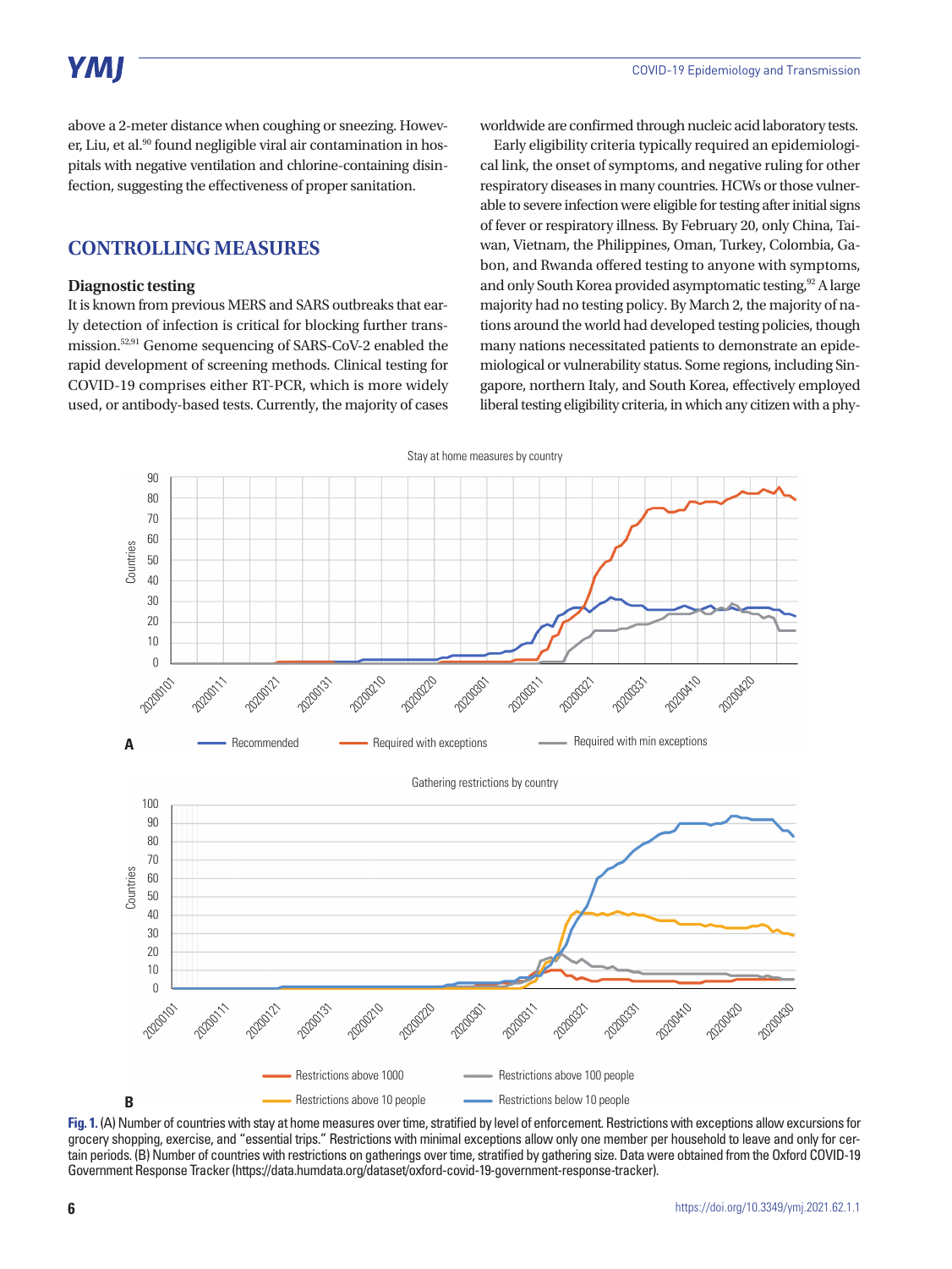above a 2-meter distance when coughing or sneezing. However, Liu, et al.[90] found negligible viral air contamination in hospitals with negative ventilation and chlorine-containing disinfection, suggesting the effectiveness of proper sanitation.

## CONTROLLING MEASURES

### Diagnostic testing

It is known from previous MERS and SARS outbreaks that early detection of infection is critical for blocking further transmission.[52,91] Genome sequencing of SARS-CoV-2 enabled the rapid development of screening methods. Clinical testing for COVID-19 comprises either RT-PCR, which is more widely used, or antibody-based tests. Currently, the majority of cases worldwide are confirmed through nucleic acid laboratory tests.

Early eligibility criteria typically required an epidemiological link, the onset of symptoms, and negative ruling for other respiratory diseases in many countries. HCWs or those vulnerable to severe infection were eligible for testing after initial signs of fever or respiratory illness. By February 20, only China, Taiwan, Vietnam, the Philippines, Oman, Turkey, Colombia, Gabon, and Rwanda offered testing to anyone with symptoms, and only South Korea provided asymptomatic testing.[92] A large majority had no testing policy. By March 2, the majority of nations around the world had developed testing policies, though many nations necessitated patients to demonstrate an epidemiological or vulnerability status. Some regions, including Singapore, northern Italy, and South Korea, effectively employed liberal testing eligibility criteria, in which any citizen with a phy-

**Fig. 1.** (A) Number of countries with stay at home measures over time, stratified by level of enforcement. Restrictions with exceptions allow excursions for grocery shopping, exercise, and "essential trips." Restrictions with minimal exceptions allow only one member per household to leave and only for certain periods. (B) Number of countries with restrictions on gatherings over time, stratified by gathering size. Data were obtained from the Oxford COVID-19 Government Response Tracker (https://data.humdata.org/dataset/oxford-covid-19-government-response-tracker).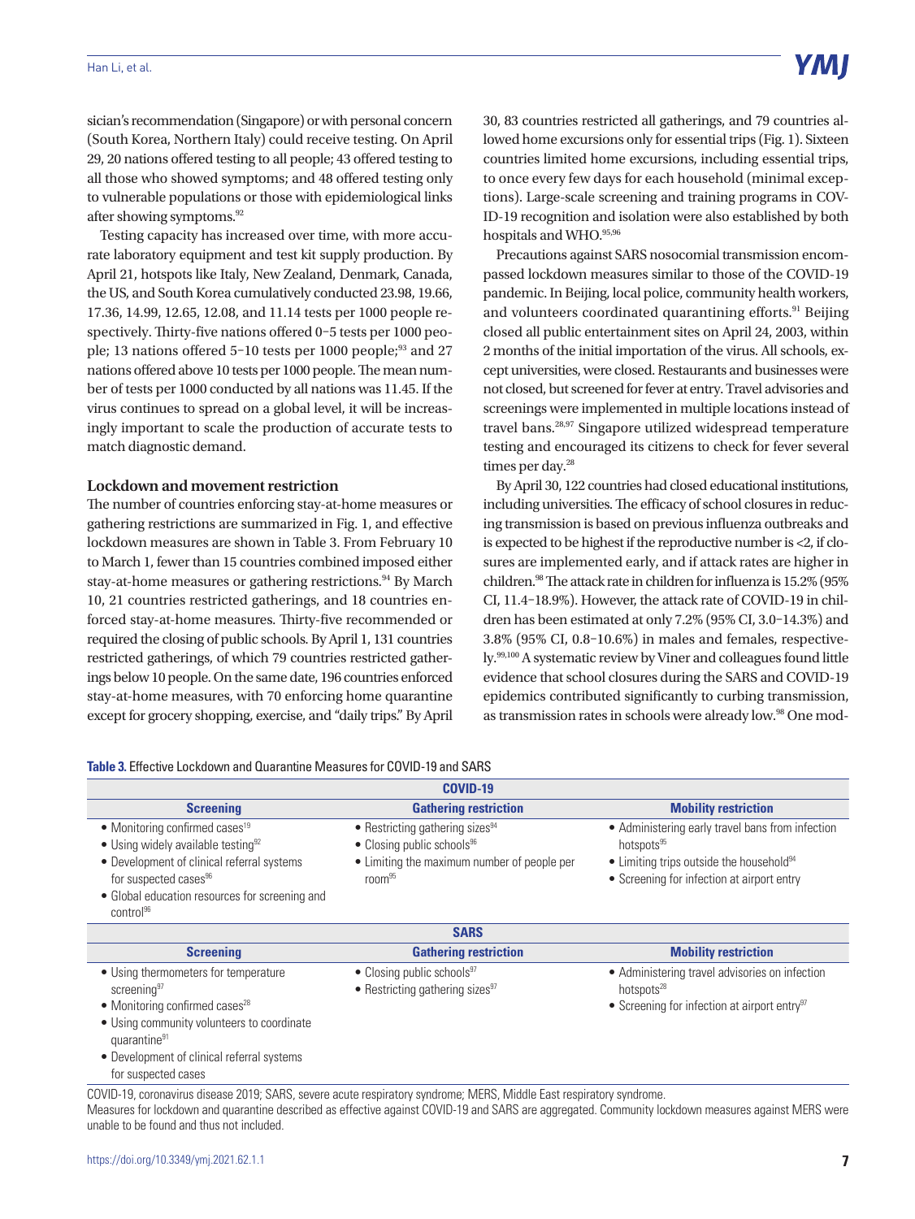sician's recommendation (Singapore) or with personal concern (South Korea, Northern Italy) could receive testing. On April 29, 20 nations offered testing to all people; 43 offered testing to all those who showed symptoms; and 48 offered testing only to vulnerable populations or those with epidemiological links after showing symptoms.[92]

Testing capacity has increased over time, with more accurate laboratory equipment and test kit supply production. By April 21, hotspots like Italy, New Zealand, Denmark, Canada, the US, and South Korea cumulatively conducted 23.98, 19.66, 17.36, 14.99, 12.65, 12.08, and 11.14 tests per 1000 people respectively. Thirty-five nations offered 0–5 tests per 1000 people; 13 nations offered 5–10 tests per 1000 people;[93] and 27 nations offered above 10 tests per 1000 people. The mean number of tests per 1000 conducted by all nations was 11.45. If the virus continues to spread on a global level, it will be increasingly important to scale the production of accurate tests to match diagnostic demand.

### Lockdown and movement restriction

The number of countries enforcing stay-at-home measures or gathering restrictions are summarized in Fig. 1, and effective lockdown measures are shown in Table 3. From February 10 to March 1, fewer than 15 countries combined imposed either stay-at-home measures or gathering restrictions.[94] By March 10, 21 countries restricted gatherings, and 18 countries enforced stay-at-home measures. Thirty-five recommended or required the closing of public schools. By April 1, 131 countries restricted gatherings, of which 79 countries restricted gatherings below 10 people. On the same date, 196 countries enforced stay-at-home measures, with 70 enforcing home quarantine except for grocery shopping, exercise, and "daily trips." By April 30, 83 countries restricted all gatherings, and 79 countries allowed home excursions only for essential trips (Fig. 1). Sixteen countries limited home excursions, including essential trips, to once every few days for each household (minimal exceptions). Large-scale screening and training programs in COVID-19 recognition and isolation were also established by both hospitals and WHO.[95,96]

Precautions against SARS nosocomial transmission encompassed lockdown measures similar to those of the COVID-19 pandemic. In Beijing, local police, community health workers, and volunteers coordinated quarantining efforts.[91] Beijing closed all public entertainment sites on April 24, 2003, within 2 months of the initial importation of the virus. All schools, except universities, were closed. Restaurants and businesses were not closed, but screened for fever at entry. Travel advisories and screenings were implemented in multiple locations instead of travel bans.[28,97] Singapore utilized widespread temperature testing and encouraged its citizens to check for fever several times per day.[28]

By April 30, 122 countries had closed educational institutions, including universities. The efficacy of school closures in reducing transmission is based on previous influenza outbreaks and is expected to be highest if the reproductive number is <2, if closures are implemented early, and if attack rates are higher in children.[98] The attack rate in children for influenza is 15.2% (95% CI, 11.4–18.9%). However, the attack rate of COVID-19 in children has been estimated at only 7.2% (95% CI, 3.0–14.3%) and 3.8% (95% CI, 0.8–10.6%) in males and females, respectively.[99,100] A systematic review by Viner and colleagues found little evidence that school closures during the SARS and COVID-19 epidemics contributed significantly to curbing transmission, as transmission rates in schools were already low.[98] One mod-

**Table 3.** Effective Lockdown and Quarantine Measures for COVID-19 and SARS

| COVID-19 | | |
|---|---|---|
| **Screening** | **Gathering restriction** | **Mobility restriction** |
| • Monitoring confirmed cases[19]<br>• Using widely available testing[92]<br>• Development of clinical referral systems for suspected cases[96]<br>• Global education resources for screening and control[96] | • Restricting gathering sizes[94]<br>• Closing public schools[96]<br>• Limiting the maximum number of people per room[95] | • Administering early travel bans from infection hotspots[95]<br>• Limiting trips outside the household[94]<br>• Screening for infection at airport entry |
| **SARS** | | |
| **Screening** | **Gathering restriction** | **Mobility restriction** |
| • Using thermometers for temperature screening[97]<br>• Monitoring confirmed cases[28]<br>• Using community volunteers to coordinate quarantine[91]<br>• Development of clinical referral systems for suspected cases | • Closing public schools[97]<br>• Restricting gathering sizes[97] | • Administering travel advisories on infection hotspots[28]<br>• Screening for infection at airport entry[97] |

COVID-19, coronavirus disease 2019; SARS, severe acute respiratory syndrome; MERS, Middle East respiratory syndrome.
Measures for lockdown and quarantine described as effective against COVID-19 and SARS are aggregated. Community lockdown measures against MERS were unable to be found and thus not included.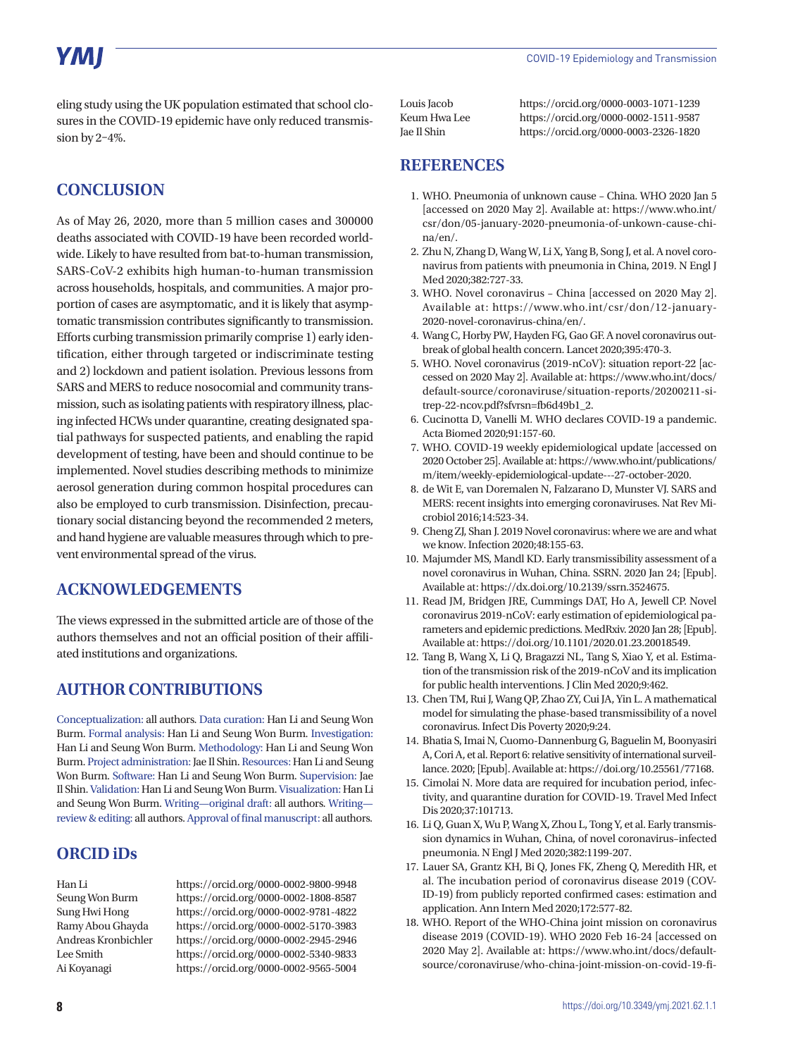eling study using the UK population estimated that school closures in the COVID-19 epidemic have only reduced transmission by 2–4%.

## CONCLUSION

As of May 26, 2020, more than 5 million cases and 300000 deaths associated with COVID-19 have been recorded worldwide. Likely to have resulted from bat-to-human transmission, SARS-CoV-2 exhibits high human-to-human transmission across households, hospitals, and communities. A major proportion of cases are asymptomatic, and it is likely that asymptomatic transmission contributes significantly to transmission. Efforts curbing transmission primarily comprise 1) early identification, either through targeted or indiscriminate testing and 2) lockdown and patient isolation. Previous lessons from SARS and MERS to reduce nosocomial and community transmission, such as isolating patients with respiratory illness, placing infected HCWs under quarantine, creating designated spatial pathways for suspected patients, and enabling the rapid development of testing, have been and should continue to be implemented. Novel studies describing methods to minimize aerosol generation during common hospital procedures can also be employed to curb transmission. Disinfection, precautionary social distancing beyond the recommended 2 meters, and hand hygiene are valuable measures through which to prevent environmental spread of the virus.

## ACKNOWLEDGEMENTS

The views expressed in the submitted article are of those of the authors themselves and not an official position of their affiliated institutions and organizations.

## AUTHOR CONTRIBUTIONS

Conceptualization: all authors. Data curation: Han Li and Seung Won Burm. Formal analysis: Han Li and Seung Won Burm. Investigation: Han Li and Seung Won Burm. Methodology: Han Li and Seung Won Burm. Project administration: Jae Il Shin. Resources: Han Li and Seung Won Burm. Software: Han Li and Seung Won Burm. Supervision: Jae Il Shin. Validation: Han Li and Seung Won Burm. Visualization: Han Li and Seung Won Burm. Writing—original draft: all authors. Writing—review & editing: all authors. Approval of final manuscript: all authors.

## ORCID iDs

| | |
|---|---|
| Han Li | https://orcid.org/0000-0002-9800-9948 |
| Seung Won Burm | https://orcid.org/0000-0002-1808-8587 |
| Sung Hwi Hong | https://orcid.org/0000-0002-9781-4822 |
| Ramy Abou Ghayda | https://orcid.org/0000-0002-5170-3983 |
| Andreas Kronbichler | https://orcid.org/0000-0002-2945-2946 |
| Lee Smith | https://orcid.org/0000-0002-5340-9833 |
| Ai Koyanagi | https://orcid.org/0000-0002-9565-5004 |
| Louis Jacob | https://orcid.org/0000-0003-1071-1239 |
| Keum Hwa Lee | https://orcid.org/0000-0002-1511-9587 |
| Jae Il Shin | https://orcid.org/0000-0003-2326-1820 |

## REFERENCES

1. WHO. Pneumonia of unknown cause – China. WHO 2020 Jan 5 [accessed on 2020 May 2]. Available at: https://www.who.int/csr/don/05-january-2020-pneumonia-of-unkown-cause-china/en/.
2. Zhu N, Zhang D, Wang W, Li X, Yang B, Song J, et al. A novel coronavirus from patients with pneumonia in China, 2019. N Engl J Med 2020;382:727-33.
3. WHO. Novel coronavirus – China [accessed on 2020 May 2]. Available at: https://www.who.int/csr/don/12-january-2020-novel-coronavirus-china/en/.
4. Wang C, Horby PW, Hayden FG, Gao GF. A novel coronavirus outbreak of global health concern. Lancet 2020;395:470-3.
5. WHO. Novel coronavirus (2019-nCoV): situation report-22 [accessed on 2020 May 2]. Available at: https://www.who.int/docs/default-source/coronaviruse/situation-reports/20200211-sitrep-22-ncov.pdf?sfvrsn=fb6d49b1_2.
6. Cucinotta D, Vanelli M. WHO declares COVID-19 a pandemic. Acta Biomed 2020;91:157-60.
7. WHO. COVID-19 weekly epidemiological update [accessed on 2020 October 25]. Available at: https://www.who.int/publications/m/item/weekly-epidemiological-update---27-october-2020.
8. de Wit E, van Doremalen N, Falzarano D, Munster VJ. SARS and MERS: recent insights into emerging coronaviruses. Nat Rev Microbiol 2016;14:523-34.
9. Cheng ZJ, Shan J. 2019 Novel coronavirus: where we are and what we know. Infection 2020;48:155-63.
10. Majumder MS, Mandl KD. Early transmissibility assessment of a novel coronavirus in Wuhan, China. SSRN. 2020 Jan 24; [Epub]. Available at: https://dx.doi.org/10.2139/ssrn.3524675.
11. Read JM, Bridgen JRE, Cummings DAT, Ho A, Jewell CP. Novel coronavirus 2019-nCoV: early estimation of epidemiological parameters and epidemic predictions. MedRxiv. 2020 Jan 28; [Epub]. Available at: https://doi.org/10.1101/2020.01.23.20018549.
12. Tang B, Wang X, Li Q, Bragazzi NL, Tang S, Xiao Y, et al. Estimation of the transmission risk of the 2019-nCoV and its implication for public health interventions. J Clin Med 2020;9:462.
13. Chen TM, Rui J, Wang QP, Zhao ZY, Cui JA, Yin L. A mathematical model for simulating the phase-based transmissibility of a novel coronavirus. Infect Dis Poverty 2020;9:24.
14. Bhatia S, Imai N, Cuomo-Dannenburg G, Baguelin M, Boonyasiri A, Cori A, et al. Report 6: relative sensitivity of international surveillance. 2020; [Epub]. Available at: https://doi.org/10.25561/77168.
15. Cimolai N. More data are required for incubation period, infectivity, and quarantine duration for COVID-19. Travel Med Infect Dis 2020;37:101713.
16. Li Q, Guan X, Wu P, Wang X, Zhou L, Tong Y, et al. Early transmission dynamics in Wuhan, China, of novel coronavirus–infected pneumonia. N Engl J Med 2020;382:1199-207.
17. Lauer SA, Grantz KH, Bi Q, Jones FK, Zheng Q, Meredith HR, et al. The incubation period of coronavirus disease 2019 (COVID-19) from publicly reported confirmed cases: estimation and application. Ann Intern Med 2020;172:577-82.
18. WHO. Report of the WHO-China joint mission on coronavirus disease 2019 (COVID-19). WHO 2020 Feb 16-24 [accessed on 2020 May 2]. Available at: https://www.who.int/docs/default-source/coronaviruse/who-china-joint-mission-on-covid-19-fi-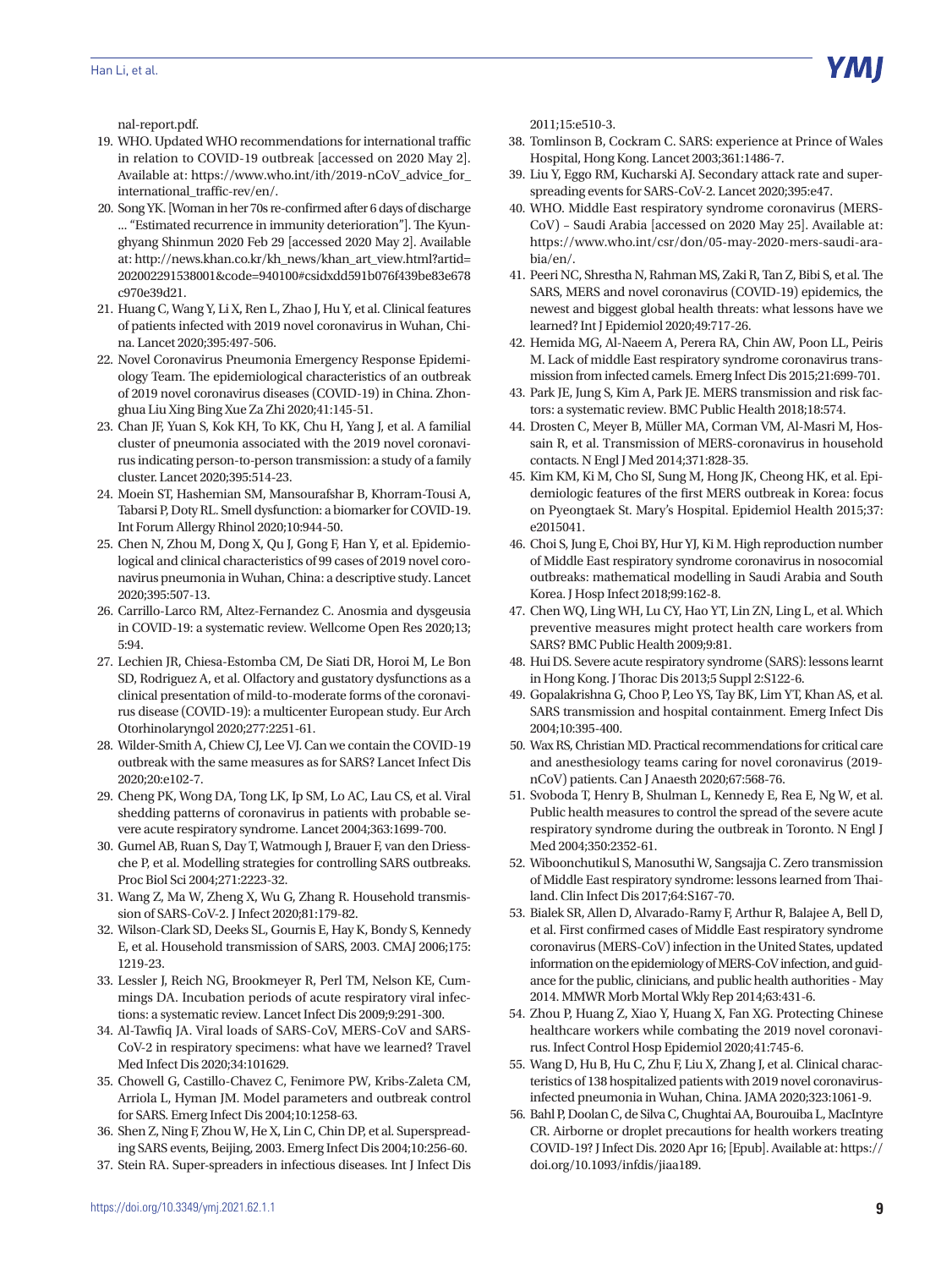nal-report.pdf.

19. WHO. Updated WHO recommendations for international traffic in relation to COVID-19 outbreak [accessed on 2020 May 2]. Available at: https://www.who.int/ith/2019-nCoV_advice_for_international_traffic-rev/en/.
20. Song YK. [Woman in her 70s re-confirmed after 6 days of discharge ... "Estimated recurrence in immunity deterioration"]. The Kyunghyang Shinmun 2020 Feb 29 [accessed 2020 May 2]. Available at: http://news.khan.co.kr/kh_news/khan_art_view.html?artid=202002291538001&code=940100#csidxdd591b076f439be83e678c970e39d21.
21. Huang C, Wang Y, Li X, Ren L, Zhao J, Hu Y, et al. Clinical features of patients infected with 2019 novel coronavirus in Wuhan, China. Lancet 2020;395:497-506.
22. Novel Coronavirus Pneumonia Emergency Response Epidemiology Team. The epidemiological characteristics of an outbreak of 2019 novel coronavirus diseases (COVID-19) in China. Zhonghua Liu Xing Bing Xue Za Zhi 2020;41:145-51.
23. Chan JF, Yuan S, Kok KH, To KK, Chu H, Yang J, et al. A familial cluster of pneumonia associated with the 2019 novel coronavirus indicating person-to-person transmission: a study of a family cluster. Lancet 2020;395:514-23.
24. Moein ST, Hashemian SM, Mansourafshar B, Khorram-Tousi A, Tabarsi P, Doty RL. Smell dysfunction: a biomarker for COVID-19. Int Forum Allergy Rhinol 2020;10:944-50.
25. Chen N, Zhou M, Dong X, Qu J, Gong F, Han Y, et al. Epidemiological and clinical characteristics of 99 cases of 2019 novel coronavirus pneumonia in Wuhan, China: a descriptive study. Lancet 2020;395:507-13.
26. Carrillo-Larco RM, Altez-Fernandez C. Anosmia and dysgeusia in COVID-19: a systematic review. Wellcome Open Res 2020;13; 5:94.
27. Lechien JR, Chiesa-Estomba CM, De Siati DR, Horoi M, Le Bon SD, Rodriguez A, et al. Olfactory and gustatory dysfunctions as a clinical presentation of mild-to-moderate forms of the coronavirus disease (COVID-19): a multicenter European study. Eur Arch Otorhinolaryngol 2020;277:2251-61.
28. Wilder-Smith A, Chiew CJ, Lee VJ. Can we contain the COVID-19 outbreak with the same measures as for SARS? Lancet Infect Dis 2020;20:e102-7.
29. Cheng PK, Wong DA, Tong LK, Ip SM, Lo AC, Lau CS, et al. Viral shedding patterns of coronavirus in patients with probable severe acute respiratory syndrome. Lancet 2004;363:1699-700.
30. Gumel AB, Ruan S, Day T, Watmough J, Brauer F, van den Driessche P, et al. Modelling strategies for controlling SARS outbreaks. Proc Biol Sci 2004;271:2223-32.
31. Wang Z, Ma W, Zheng X, Wu G, Zhang R. Household transmission of SARS-CoV-2. J Infect 2020;81:179-82.
32. Wilson-Clark SD, Deeks SL, Gournis E, Hay K, Bondy S, Kennedy E, et al. Household transmission of SARS, 2003. CMAJ 2006;175: 1219-23.
33. Lessler J, Reich NG, Brookmeyer R, Perl TM, Nelson KE, Cummings DA. Incubation periods of acute respiratory viral infections: a systematic review. Lancet Infect Dis 2009;9:291-300.
34. Al-Tawfiq JA. Viral loads of SARS-CoV, MERS-CoV and SARS-CoV-2 in respiratory specimens: what have we learned? Travel Med Infect Dis 2020;34:101629.
35. Chowell G, Castillo-Chavez C, Fenimore PW, Kribs-Zaleta CM, Arriola L, Hyman JM. Model parameters and outbreak control for SARS. Emerg Infect Dis 2004;10:1258-63.
36. Shen Z, Ning F, Zhou W, He X, Lin C, Chin DP, et al. Superspreading SARS events, Beijing, 2003. Emerg Infect Dis 2004;10:256-60.
37. Stein RA. Super-spreaders in infectious diseases. Int J Infect Dis 2011;15:e510-3.
38. Tomlinson B, Cockram C. SARS: experience at Prince of Wales Hospital, Hong Kong. Lancet 2003;361:1486-7.
39. Liu Y, Eggo RM, Kucharski AJ. Secondary attack rate and superspreading events for SARS-CoV-2. Lancet 2020;395:e47.
40. WHO. Middle East respiratory syndrome coronavirus (MERS-CoV) – Saudi Arabia [accessed on 2020 May 25]. Available at: https://www.who.int/csr/don/05-may-2020-mers-saudi-arabia/en/.
41. Peeri NC, Shrestha N, Rahman MS, Zaki R, Tan Z, Bibi S, et al. The SARS, MERS and novel coronavirus (COVID-19) epidemics, the newest and biggest global health threats: what lessons have we learned? Int J Epidemiol 2020;49:717-26.
42. Hemida MG, Al-Naeem A, Perera RA, Chin AW, Poon LL, Peiris M. Lack of middle East respiratory syndrome coronavirus transmission from infected camels. Emerg Infect Dis 2015;21:699-701.
43. Park JE, Jung S, Kim A, Park JE. MERS transmission and risk factors: a systematic review. BMC Public Health 2018;18:574.
44. Drosten C, Meyer B, Müller MA, Corman VM, Al-Masri M, Hossain R, et al. Transmission of MERS-coronavirus in household contacts. N Engl J Med 2014;371:828-35.
45. Kim KM, Ki M, Cho SI, Sung M, Hong JK, Cheong HK, et al. Epidemiologic features of the first MERS outbreak in Korea: focus on Pyeongtaek St. Mary's Hospital. Epidemiol Health 2015;37: e2015041.
46. Choi S, Jung E, Choi BY, Hur YJ, Ki M. High reproduction number of Middle East respiratory syndrome coronavirus in nosocomial outbreaks: mathematical modelling in Saudi Arabia and South Korea. J Hosp Infect 2018;99:162-8.
47. Chen WQ, Ling WH, Lu CY, Hao YT, Lin ZN, Ling L, et al. Which preventive measures might protect health care workers from SARS? BMC Public Health 2009;9:81.
48. Hui DS. Severe acute respiratory syndrome (SARS): lessons learnt in Hong Kong. J Thorac Dis 2013;5 Suppl 2:S122-6.
49. Gopalakrishna G, Choo P, Leo YS, Tay BK, Lim YT, Khan AS, et al. SARS transmission and hospital containment. Emerg Infect Dis 2004;10:395-400.
50. Wax RS, Christian MD. Practical recommendations for critical care and anesthesiology teams caring for novel coronavirus (2019-nCoV) patients. Can J Anaesth 2020;67:568-76.
51. Svoboda T, Henry B, Shulman L, Kennedy E, Rea E, Ng W, et al. Public health measures to control the spread of the severe acute respiratory syndrome during the outbreak in Toronto. N Engl J Med 2004;350:2352-61.
52. Wiboonchutikul S, Manosuthi W, Sangsajja C. Zero transmission of Middle East respiratory syndrome: lessons learned from Thailand. Clin Infect Dis 2017;64:S167-70.
53. Bialek SR, Allen D, Alvarado-Ramy F, Arthur R, Balajee A, Bell D, et al. First confirmed cases of Middle East respiratory syndrome coronavirus (MERS-CoV) infection in the United States, updated information on the epidemiology of MERS-CoV infection, and guidance for the public, clinicians, and public health authorities - May 2014. MMWR Morb Mortal Wkly Rep 2014;63:431-6.
54. Zhou P, Huang Z, Xiao Y, Huang X, Fan XG. Protecting Chinese healthcare workers while combating the 2019 novel coronavirus. Infect Control Hosp Epidemiol 2020;41:745-6.
55. Wang D, Hu B, Hu C, Zhu F, Liu X, Zhang J, et al. Clinical characteristics of 138 hospitalized patients with 2019 novel coronavirus-infected pneumonia in Wuhan, China. JAMA 2020;323:1061-9.
56. Bahl P, Doolan C, de Silva C, Chughtai AA, Bourouiba L, MacIntyre CR. Airborne or droplet precautions for health workers treating COVID-19? J Infect Dis. 2020 Apr 16; [Epub]. Available at: https://doi.org/10.1093/infdis/jiaa189.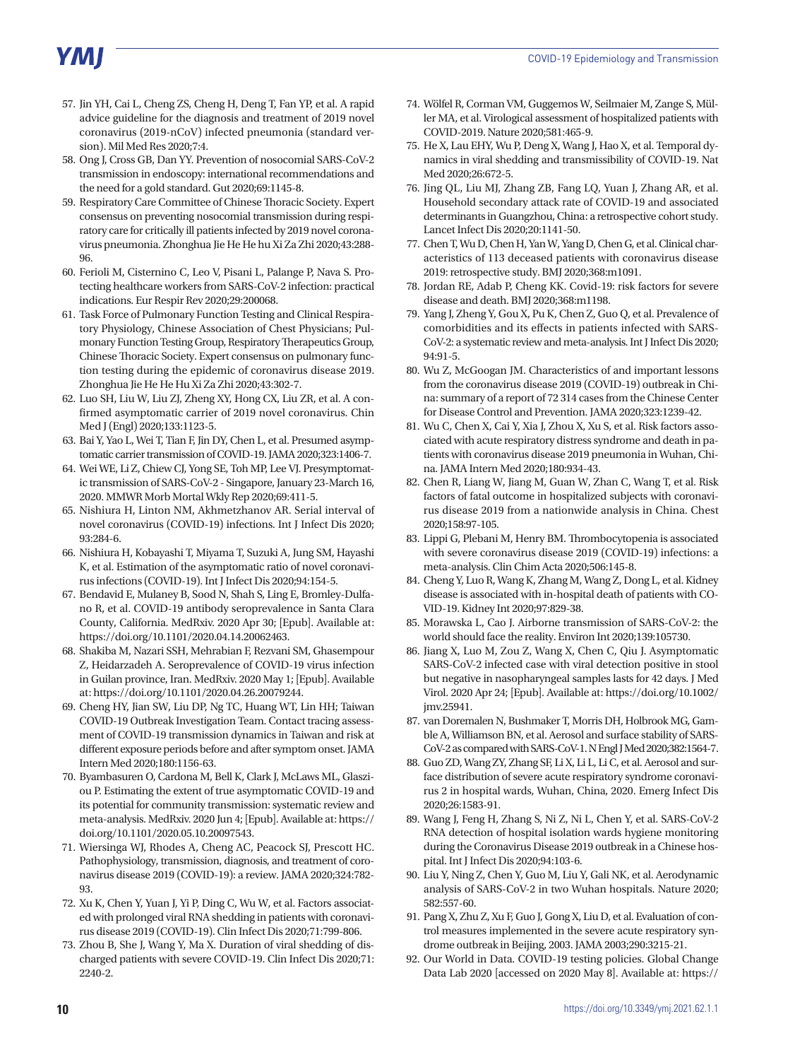57. Jin YH, Cai L, Cheng ZS, Cheng H, Deng T, Fan YP, et al. A rapid advice guideline for the diagnosis and treatment of 2019 novel coronavirus (2019-nCoV) infected pneumonia (standard version). Mil Med Res 2020;7:4.
58. Ong J, Cross GB, Dan YY. Prevention of nosocomial SARS-CoV-2 transmission in endoscopy: international recommendations and the need for a gold standard. Gut 2020;69:1145-8.
59. Respiratory Care Committee of Chinese Thoracic Society. Expert consensus on preventing nosocomial transmission during respiratory care for critically ill patients infected by 2019 novel coronavirus pneumonia. Zhonghua Jie He He hu Xi Za Zhi 2020;43:288-96.
60. Ferioli M, Cisternino C, Leo V, Pisani L, Palange P, Nava S. Protecting healthcare workers from SARS-CoV-2 infection: practical indications. Eur Respir Rev 2020;29:200068.
61. Task Force of Pulmonary Function Testing and Clinical Respiratory Physiology, Chinese Association of Chest Physicians; Pulmonary Function Testing Group, Respiratory Therapeutics Group, Chinese Thoracic Society. Expert consensus on pulmonary function testing during the epidemic of coronavirus disease 2019. Zhonghua Jie He He Hu Xi Za Zhi 2020;43:302-7.
62. Luo SH, Liu W, Liu ZJ, Zheng XY, Hong CX, Liu ZR, et al. A confirmed asymptomatic carrier of 2019 novel coronavirus. Chin Med J (Engl) 2020;133:1123-5.
63. Bai Y, Yao L, Wei T, Tian F, Jin DY, Chen L, et al. Presumed asymptomatic carrier transmission of COVID-19. JAMA 2020;323:1406-7.
64. Wei WE, Li Z, Chiew CJ, Yong SE, Toh MP, Lee VJ. Presymptomatic transmission of SARS-CoV-2 - Singapore, January 23-March 16, 2020. MMWR Morb Mortal Wkly Rep 2020;69:411-5.
65. Nishiura H, Linton NM, Akhmetzhanov AR. Serial interval of novel coronavirus (COVID-19) infections. Int J Infect Dis 2020; 93:284-6.
66. Nishiura H, Kobayashi T, Miyama T, Suzuki A, Jung SM, Hayashi K, et al. Estimation of the asymptomatic ratio of novel coronavirus infections (COVID-19). Int J Infect Dis 2020;94:154-5.
67. Bendavid E, Mulaney B, Sood N, Shah S, Ling E, Bromley-Dulfano R, et al. COVID-19 antibody seroprevalence in Santa Clara County, California. MedRxiv. 2020 Apr 30; [Epub]. Available at: https://doi.org/10.1101/2020.04.14.20062463.
68. Shakiba M, Nazari SSH, Mehrabian F, Rezvani SM, Ghasempour Z, Heidarzadeh A. Seroprevalence of COVID-19 virus infection in Guilan province, Iran. MedRxiv. 2020 May 1; [Epub]. Available at: https://doi.org/10.1101/2020.04.26.20079244.
69. Cheng HY, Jian SW, Liu DP, Ng TC, Huang WT, Lin HH; Taiwan COVID-19 Outbreak Investigation Team. Contact tracing assessment of COVID-19 transmission dynamics in Taiwan and risk at different exposure periods before and after symptom onset. JAMA Intern Med 2020;180:1156-63.
70. Byambasuren O, Cardona M, Bell K, Clark J, McLaws ML, Glasziou P. Estimating the extent of true asymptomatic COVID-19 and its potential for community transmission: systematic review and meta-analysis. MedRxiv. 2020 Jun 4; [Epub]. Available at: https://doi.org/10.1101/2020.05.10.20097543.
71. Wiersinga WJ, Rhodes A, Cheng AC, Peacock SJ, Prescott HC. Pathophysiology, transmission, diagnosis, and treatment of coronavirus disease 2019 (COVID-19): a review. JAMA 2020;324:782-93.
72. Xu K, Chen Y, Yuan J, Yi P, Ding C, Wu W, et al. Factors associated with prolonged viral RNA shedding in patients with coronavirus disease 2019 (COVID-19). Clin Infect Dis 2020;71:799-806.
73. Zhou B, She J, Wang Y, Ma X. Duration of viral shedding of discharged patients with severe COVID-19. Clin Infect Dis 2020;71: 2240-2.
74. Wölfel R, Corman VM, Guggemos W, Seilmaier M, Zange S, Müller MA, et al. Virological assessment of hospitalized patients with COVID-2019. Nature 2020;581:465-9.
75. He X, Lau EHY, Wu P, Deng X, Wang J, Hao X, et al. Temporal dynamics in viral shedding and transmissibility of COVID-19. Nat Med 2020;26:672-5.
76. Jing QL, Liu MJ, Zhang ZB, Fang LQ, Yuan J, Zhang AR, et al. Household secondary attack rate of COVID-19 and associated determinants in Guangzhou, China: a retrospective cohort study. Lancet Infect Dis 2020;20:1141-50.
77. Chen T, Wu D, Chen H, Yan W, Yang D, Chen G, et al. Clinical characteristics of 113 deceased patients with coronavirus disease 2019: retrospective study. BMJ 2020;368:m1091.
78. Jordan RE, Adab P, Cheng KK. Covid-19: risk factors for severe disease and death. BMJ 2020;368:m1198.
79. Yang J, Zheng Y, Gou X, Pu K, Chen Z, Guo Q, et al. Prevalence of comorbidities and its effects in patients infected with SARS-CoV-2: a systematic review and meta-analysis. Int J Infect Dis 2020; 94:91-5.
80. Wu Z, McGoogan JM. Characteristics of and important lessons from the coronavirus disease 2019 (COVID-19) outbreak in China: summary of a report of 72 314 cases from the Chinese Center for Disease Control and Prevention. JAMA 2020;323:1239-42.
81. Wu C, Chen X, Cai Y, Xia J, Zhou X, Xu S, et al. Risk factors associated with acute respiratory distress syndrome and death in patients with coronavirus disease 2019 pneumonia in Wuhan, China. JAMA Intern Med 2020;180:934-43.
82. Chen R, Liang W, Jiang M, Guan W, Zhan C, Wang T, et al. Risk factors of fatal outcome in hospitalized subjects with coronavirus disease 2019 from a nationwide analysis in China. Chest 2020;158:97-105.
83. Lippi G, Plebani M, Henry BM. Thrombocytopenia is associated with severe coronavirus disease 2019 (COVID-19) infections: a meta-analysis. Clin Chim Acta 2020;506:145-8.
84. Cheng Y, Luo R, Wang K, Zhang M, Wang Z, Dong L, et al. Kidney disease is associated with in-hospital death of patients with COVID-19. Kidney Int 2020;97:829-38.
85. Morawska L, Cao J. Airborne transmission of SARS-CoV-2: the world should face the reality. Environ Int 2020;139:105730.
86. Jiang X, Luo M, Zou Z, Wang X, Chen C, Qiu J. Asymptomatic SARS-CoV-2 infected case with viral detection positive in stool but negative in nasopharyngeal samples lasts for 42 days. J Med Virol. 2020 Apr 24; [Epub]. Available at: https://doi.org/10.1002/jmv.25941.
87. van Doremalen N, Bushmaker T, Morris DH, Holbrook MG, Gamble A, Williamson BN, et al. Aerosol and surface stability of SARS-CoV-2 as compared with SARS-CoV-1. N Engl J Med 2020;382:1564-7.
88. Guo ZD, Wang ZY, Zhang SF, Li X, Li L, Li C, et al. Aerosol and surface distribution of severe acute respiratory syndrome coronavirus 2 in hospital wards, Wuhan, China, 2020. Emerg Infect Dis 2020;26:1583-91.
89. Wang J, Feng H, Zhang S, Ni Z, Ni L, Chen Y, et al. SARS-CoV-2 RNA detection of hospital isolation wards hygiene monitoring during the Coronavirus Disease 2019 outbreak in a Chinese hospital. Int J Infect Dis 2020;94:103-6.
90. Liu Y, Ning Z, Chen Y, Guo M, Liu Y, Gali NK, et al. Aerodynamic analysis of SARS-CoV-2 in two Wuhan hospitals. Nature 2020; 582:557-60.
91. Pang X, Zhu Z, Xu F, Guo J, Gong X, Liu D, et al. Evaluation of control measures implemented in the severe acute respiratory syndrome outbreak in Beijing, 2003. JAMA 2003;290:3215-21.
92. Our World in Data. COVID-19 testing policies. Global Change Data Lab 2020 [accessed on 2020 May 8]. Available at: https://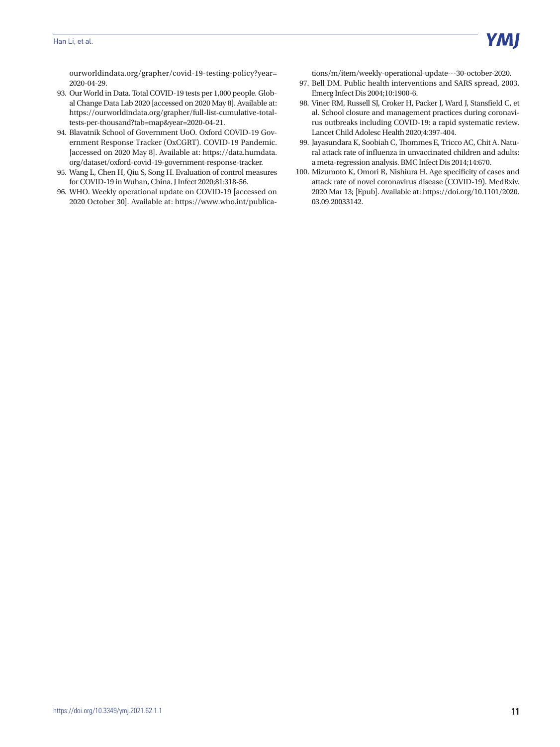ourworldindata.org/grapher/covid-19-testing-policy?year=2020-04-29.

93. Our World in Data. Total COVID-19 tests per 1,000 people. Global Change Data Lab 2020 [accessed on 2020 May 8]. Available at: https://ourworldindata.org/grapher/full-list-cumulative-total-tests-per-thousand?tab=map&year=2020-04-21.
94. Blavatnik School of Government UoO. Oxford COVID-19 Government Response Tracker (OxCGRT). COVID-19 Pandemic. [accessed on 2020 May 8]. Available at: https://data.humdata.org/dataset/oxford-covid-19-government-response-tracker.
95. Wang L, Chen H, Qiu S, Song H. Evaluation of control measures for COVID-19 in Wuhan, China. J Infect 2020;81:318-56.
96. WHO. Weekly operational update on COVID-19 [accessed on 2020 October 30]. Available at: https://www.who.int/publications/m/item/weekly-operational-update---30-october-2020.
97. Bell DM. Public health interventions and SARS spread, 2003. Emerg Infect Dis 2004;10:1900-6.
98. Viner RM, Russell SJ, Croker H, Packer J, Ward J, Stansfield C, et al. School closure and management practices during coronavirus outbreaks including COVID-19: a rapid systematic review. Lancet Child Adolesc Health 2020;4:397-404.
99. Jayasundara K, Soobiah C, Thommes E, Tricco AC, Chit A. Natural attack rate of influenza in unvaccinated children and adults: a meta-regression analysis. BMC Infect Dis 2014;14:670.
100. Mizumoto K, Omori R, Nishiura H. Age specificity of cases and attack rate of novel coronavirus disease (COVID-19). MedRxiv. 2020 Mar 13; [Epub]. Available at: https://doi.org/10.1101/2020.03.09.20033142.